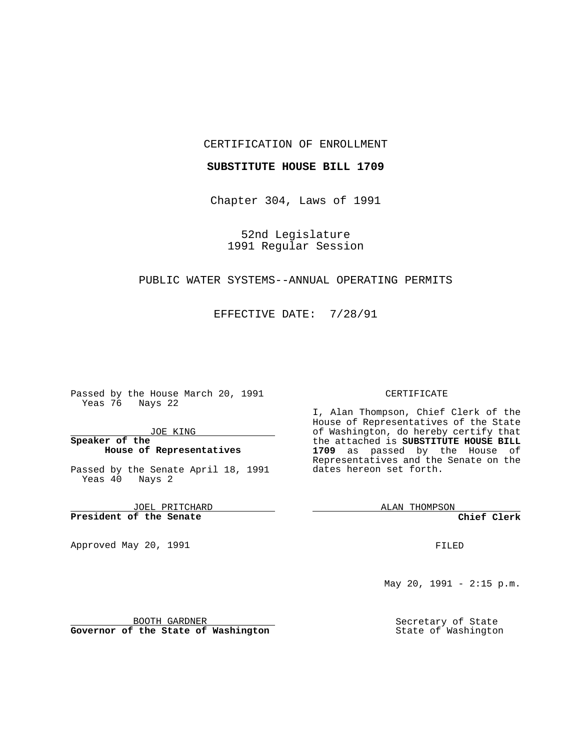CERTIFICATION OF ENROLLMENT

**SUBSTITUTE HOUSE BILL 1709**

Chapter 304, Laws of 1991

52nd Legislature
1991 Regular Session

PUBLIC WATER SYSTEMS--ANNUAL OPERATING PERMITS

EFFECTIVE DATE: 7/28/91

Passed by the House March 20, 1991
Yeas 76 Nays 22

JOE KING
**Speaker of the House of Representatives**

Passed by the Senate April 18, 1991
Yeas 40 Nays 2

JOEL PRITCHARD
**President of the Senate**

Approved May 20, 1991

BOOTH GARDNER
**Governor of the State of Washington**

CERTIFICATE

I, Alan Thompson, Chief Clerk of the House of Representatives of the State of Washington, do hereby certify that the attached is **SUBSTITUTE HOUSE BILL 1709** as passed by the House of Representatives and the Senate on the dates hereon set forth.

ALAN THOMPSON
**Chief Clerk**

FILED

May 20, 1991 - 2:15 p.m.

Secretary of State
State of Washington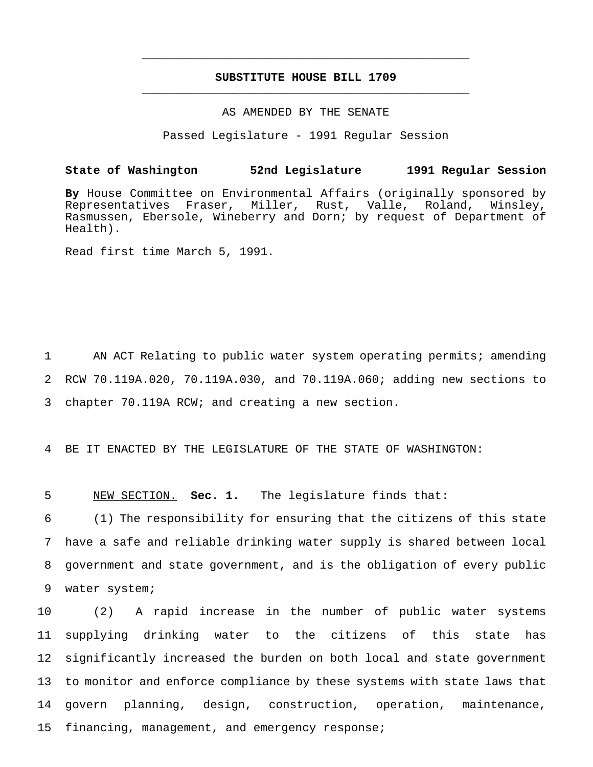# SUBSTITUTE HOUSE BILL 1709

AS AMENDED BY THE SENATE

Passed Legislature - 1991 Regular Session

**State of Washington 52nd Legislature 1991 Regular Session**

**By** House Committee on Environmental Affairs (originally sponsored by Representatives Fraser, Miller, Rust, Valle, Roland, Winsley, Rasmussen, Ebersole, Wineberry and Dorn; by request of Department of Health).

Read first time March 5, 1991.

1 AN ACT Relating to public water system operating permits; amending
2 RCW 70.119A.020, 70.119A.030, and 70.119A.060; adding new sections to
3 chapter 70.119A RCW; and creating a new section.

4 BE IT ENACTED BY THE LEGISLATURE OF THE STATE OF WASHINGTON:

5 NEW SECTION. **Sec. 1.** The legislature finds that:
6 (1) The responsibility for ensuring that the citizens of this state
7 have a safe and reliable drinking water supply is shared between local
8 government and state government, and is the obligation of every public
9 water system;
10 (2) A rapid increase in the number of public water systems
11 supplying drinking water to the citizens of this state has
12 significantly increased the burden on both local and state government
13 to monitor and enforce compliance by these systems with state laws that
14 govern planning, design, construction, operation, maintenance,
15 financing, management, and emergency response;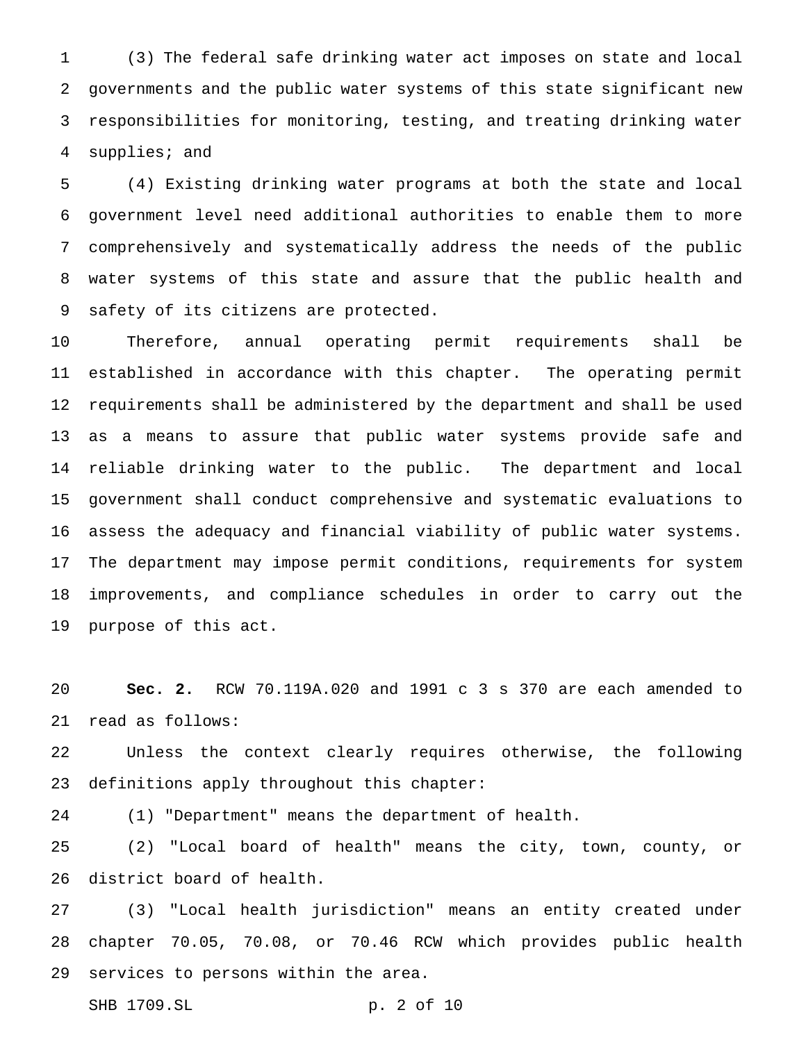(3) The federal safe drinking water act imposes on state and local governments and the public water systems of this state significant new responsibilities for monitoring, testing, and treating drinking water supplies; and

(4) Existing drinking water programs at both the state and local government level need additional authorities to enable them to more comprehensively and systematically address the needs of the public water systems of this state and assure that the public health and safety of its citizens are protected.

Therefore, annual operating permit requirements shall be established in accordance with this chapter. The operating permit requirements shall be administered by the department and shall be used as a means to assure that public water systems provide safe and reliable drinking water to the public. The department and local government shall conduct comprehensive and systematic evaluations to assess the adequacy and financial viability of public water systems. The department may impose permit conditions, requirements for system improvements, and compliance schedules in order to carry out the purpose of this act.

**Sec. 2.** RCW 70.119A.020 and 1991 c 3 s 370 are each amended to read as follows:

Unless the context clearly requires otherwise, the following definitions apply throughout this chapter:

(1) "Department" means the department of health.

(2) "Local board of health" means the city, town, county, or district board of health.

(3) "Local health jurisdiction" means an entity created under chapter 70.05, 70.08, or 70.46 RCW which provides public health services to persons within the area.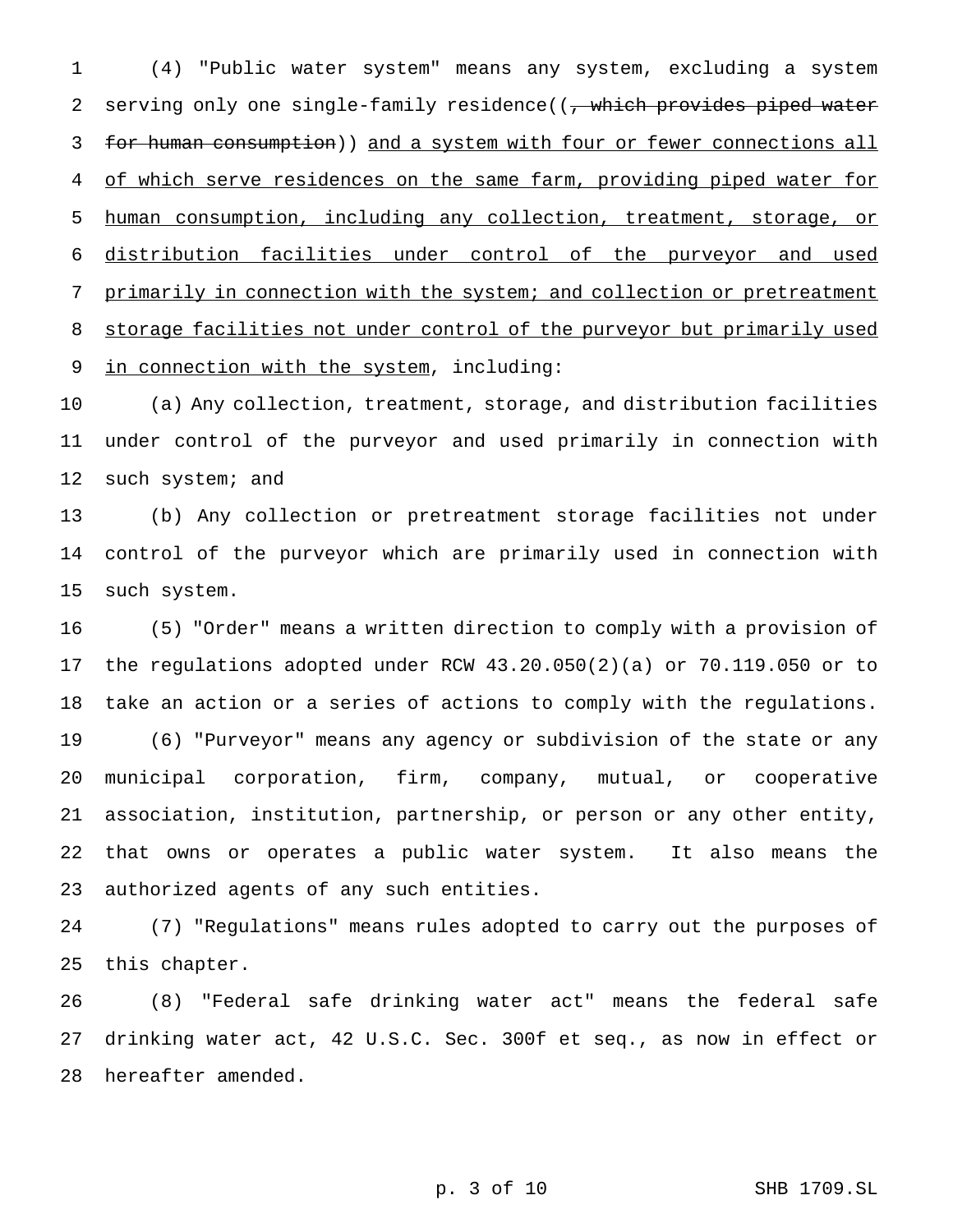(4) "Public water system" means any system, excluding a system serving only one single-family residence((~~, which provides piped water for human consumption~~)) <u>and a system with four or fewer connections all of which serve residences on the same farm, providing piped water for human consumption, including any collection, treatment, storage, or distribution facilities under control of the purveyor and used primarily in connection with the system; and collection or pretreatment storage facilities not under control of the purveyor but primarily used in connection with the system</u>, including:

(a) Any collection, treatment, storage, and distribution facilities under control of the purveyor and used primarily in connection with such system; and

(b) Any collection or pretreatment storage facilities not under control of the purveyor which are primarily used in connection with such system.

(5) "Order" means a written direction to comply with a provision of the regulations adopted under RCW 43.20.050(2)(a) or 70.119.050 or to take an action or a series of actions to comply with the regulations.

(6) "Purveyor" means any agency or subdivision of the state or any municipal corporation, firm, company, mutual, or cooperative association, institution, partnership, or person or any other entity, that owns or operates a public water system. It also means the authorized agents of any such entities.

(7) "Regulations" means rules adopted to carry out the purposes of this chapter.

(8) "Federal safe drinking water act" means the federal safe drinking water act, 42 U.S.C. Sec. 300f et seq., as now in effect or hereafter amended.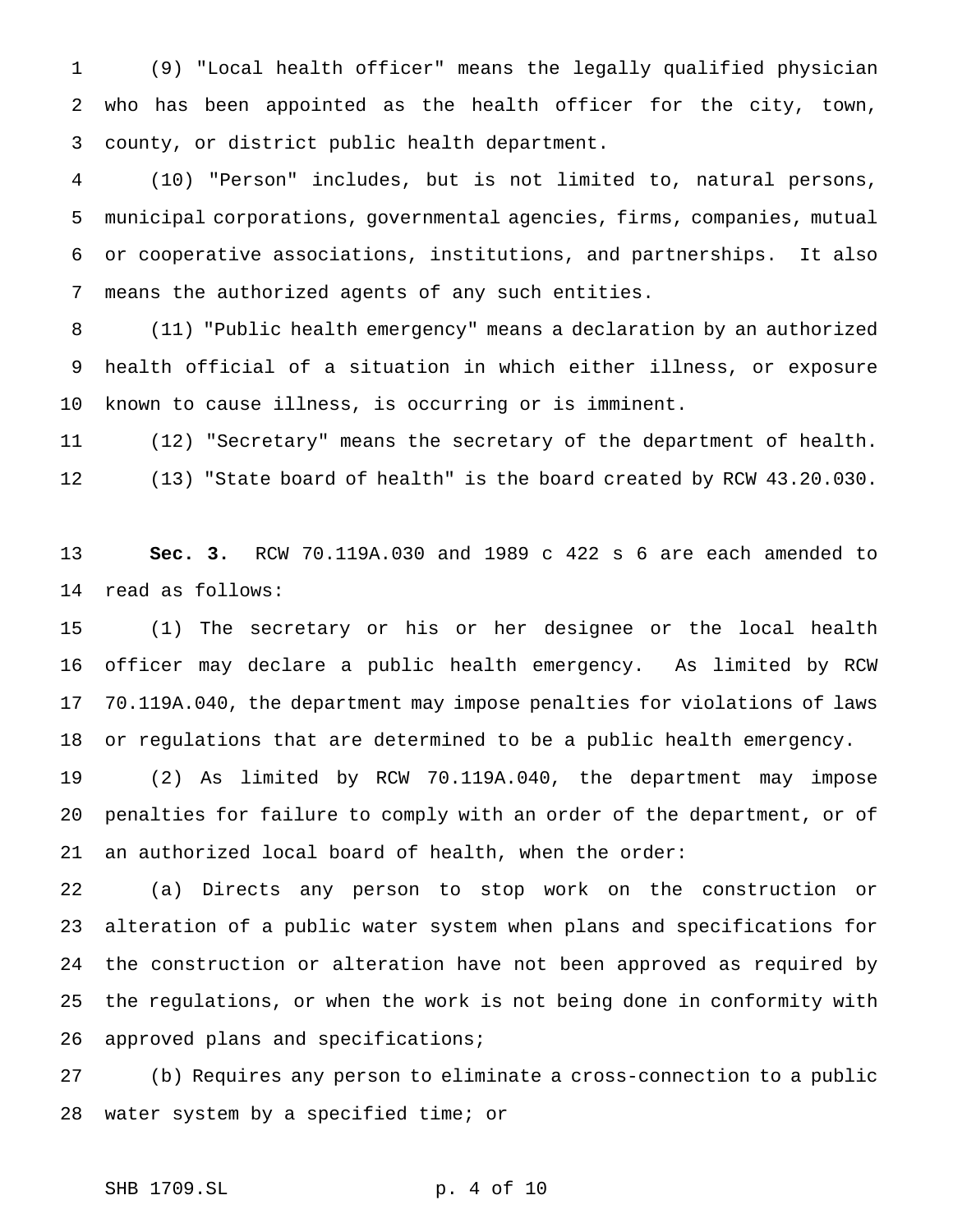(9) "Local health officer" means the legally qualified physician who has been appointed as the health officer for the city, town, county, or district public health department.

(10) "Person" includes, but is not limited to, natural persons, municipal corporations, governmental agencies, firms, companies, mutual or cooperative associations, institutions, and partnerships. It also means the authorized agents of any such entities.

(11) "Public health emergency" means a declaration by an authorized health official of a situation in which either illness, or exposure known to cause illness, is occurring or is imminent.

(12) "Secretary" means the secretary of the department of health.

(13) "State board of health" is the board created by RCW 43.20.030.

**Sec. 3.** RCW 70.119A.030 and 1989 c 422 s 6 are each amended to read as follows:

(1) The secretary or his or her designee or the local health officer may declare a public health emergency. As limited by RCW 70.119A.040, the department may impose penalties for violations of laws or regulations that are determined to be a public health emergency.

(2) As limited by RCW 70.119A.040, the department may impose penalties for failure to comply with an order of the department, or of an authorized local board of health, when the order:

(a) Directs any person to stop work on the construction or alteration of a public water system when plans and specifications for the construction or alteration have not been approved as required by the regulations, or when the work is not being done in conformity with approved plans and specifications;

(b) Requires any person to eliminate a cross-connection to a public water system by a specified time; or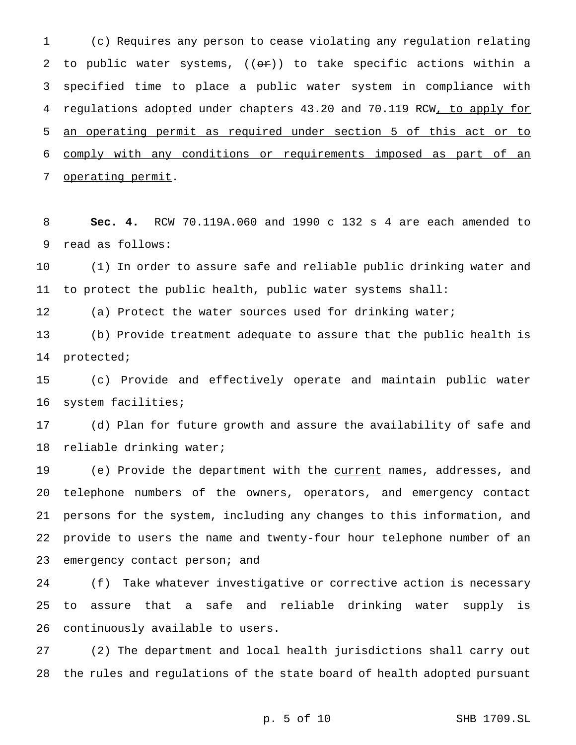(c) Requires any person to cease violating any regulation relating to public water systems, ((~~or~~)) to take specific actions within a specified time to place a public water system in compliance with regulations adopted under chapters 43.20 and 70.119 RCW<u>, to apply for an operating permit as required under section 5 of this act or to comply with any conditions or requirements imposed as part of an operating permit</u>.

**Sec. 4.** RCW 70.119A.060 and 1990 c 132 s 4 are each amended to read as follows:

(1) In order to assure safe and reliable public drinking water and to protect the public health, public water systems shall:

(a) Protect the water sources used for drinking water;

(b) Provide treatment adequate to assure that the public health is protected;

(c) Provide and effectively operate and maintain public water system facilities;

(d) Plan for future growth and assure the availability of safe and reliable drinking water;

(e) Provide the department with the <u>current</u> names, addresses, and telephone numbers of the owners, operators, and emergency contact persons for the system, including any changes to this information, and provide to users the name and twenty-four hour telephone number of an emergency contact person; and

(f) Take whatever investigative or corrective action is necessary to assure that a safe and reliable drinking water supply is continuously available to users.

(2) The department and local health jurisdictions shall carry out the rules and regulations of the state board of health adopted pursuant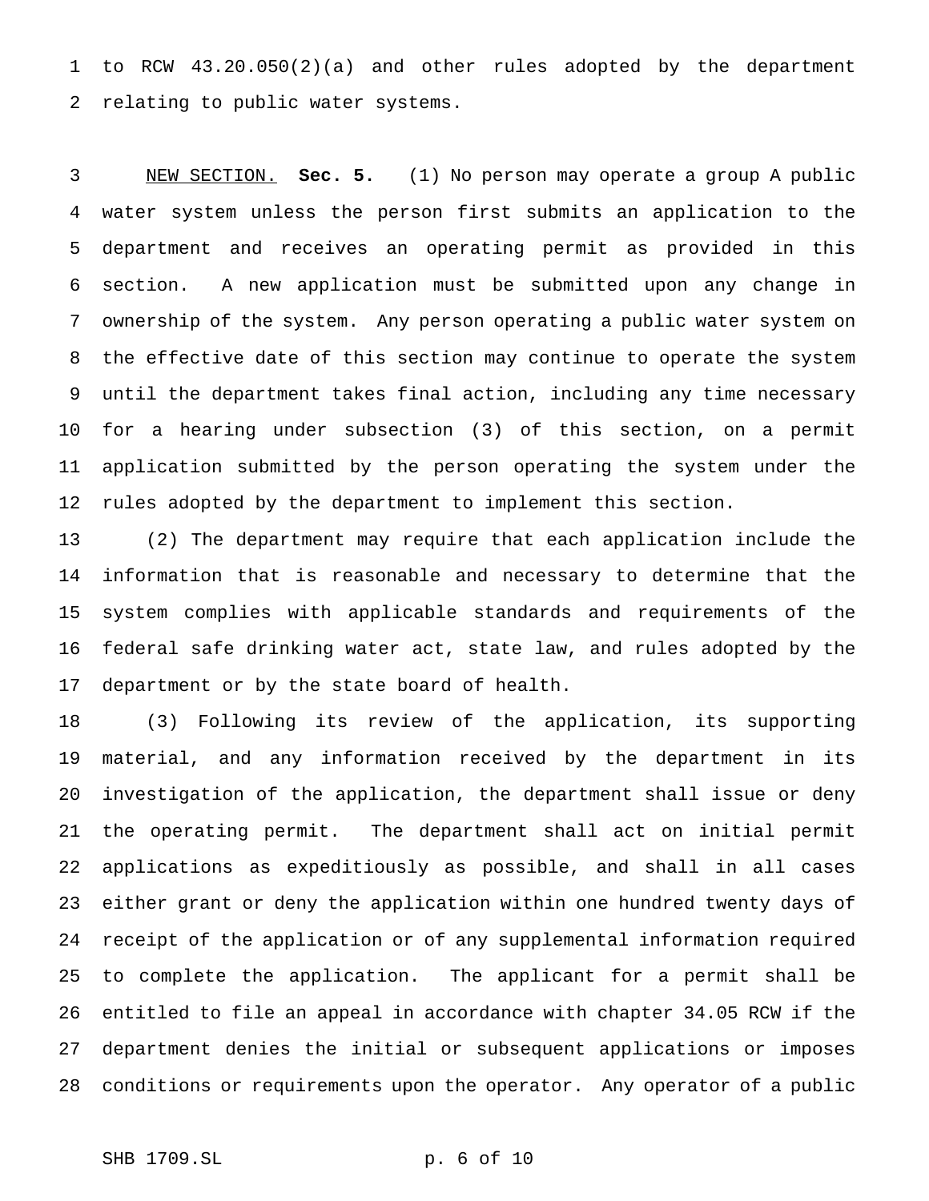to RCW 43.20.050(2)(a) and other rules adopted by the department relating to public water systems.

NEW SECTION. **Sec. 5.** (1) No person may operate a group A public water system unless the person first submits an application to the department and receives an operating permit as provided in this section. A new application must be submitted upon any change in ownership of the system. Any person operating a public water system on the effective date of this section may continue to operate the system until the department takes final action, including any time necessary for a hearing under subsection (3) of this section, on a permit application submitted by the person operating the system under the rules adopted by the department to implement this section.

(2) The department may require that each application include the information that is reasonable and necessary to determine that the system complies with applicable standards and requirements of the federal safe drinking water act, state law, and rules adopted by the department or by the state board of health.

(3) Following its review of the application, its supporting material, and any information received by the department in its investigation of the application, the department shall issue or deny the operating permit. The department shall act on initial permit applications as expeditiously as possible, and shall in all cases either grant or deny the application within one hundred twenty days of receipt of the application or of any supplemental information required to complete the application. The applicant for a permit shall be entitled to file an appeal in accordance with chapter 34.05 RCW if the department denies the initial or subsequent applications or imposes conditions or requirements upon the operator. Any operator of a public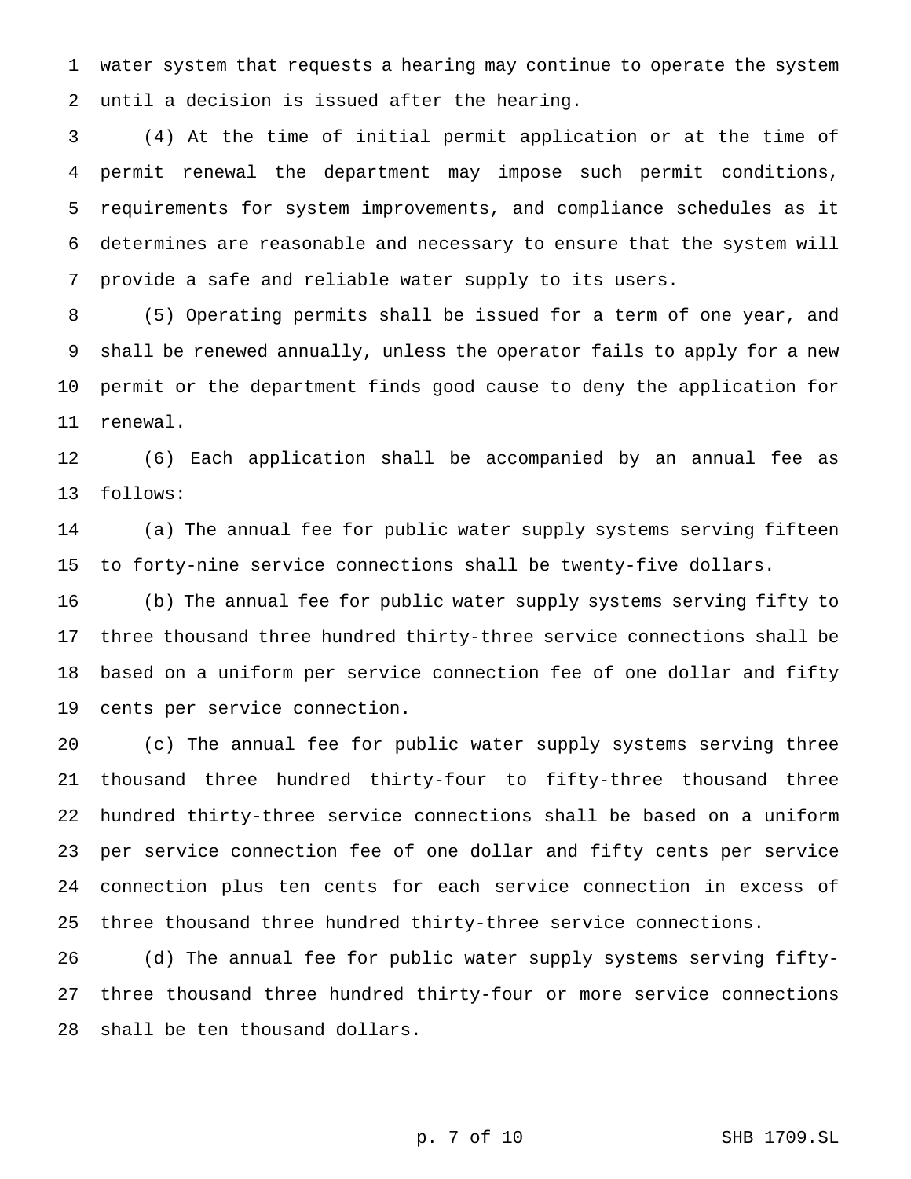water system that requests a hearing may continue to operate the system until a decision is issued after the hearing.

(4) At the time of initial permit application or at the time of permit renewal the department may impose such permit conditions, requirements for system improvements, and compliance schedules as it determines are reasonable and necessary to ensure that the system will provide a safe and reliable water supply to its users.

(5) Operating permits shall be issued for a term of one year, and shall be renewed annually, unless the operator fails to apply for a new permit or the department finds good cause to deny the application for renewal.

(6) Each application shall be accompanied by an annual fee as follows:

(a) The annual fee for public water supply systems serving fifteen to forty-nine service connections shall be twenty-five dollars.

(b) The annual fee for public water supply systems serving fifty to three thousand three hundred thirty-three service connections shall be based on a uniform per service connection fee of one dollar and fifty cents per service connection.

(c) The annual fee for public water supply systems serving three thousand three hundred thirty-four to fifty-three thousand three hundred thirty-three service connections shall be based on a uniform per service connection fee of one dollar and fifty cents per service connection plus ten cents for each service connection in excess of three thousand three hundred thirty-three service connections.

(d) The annual fee for public water supply systems serving fifty-three thousand three hundred thirty-four or more service connections shall be ten thousand dollars.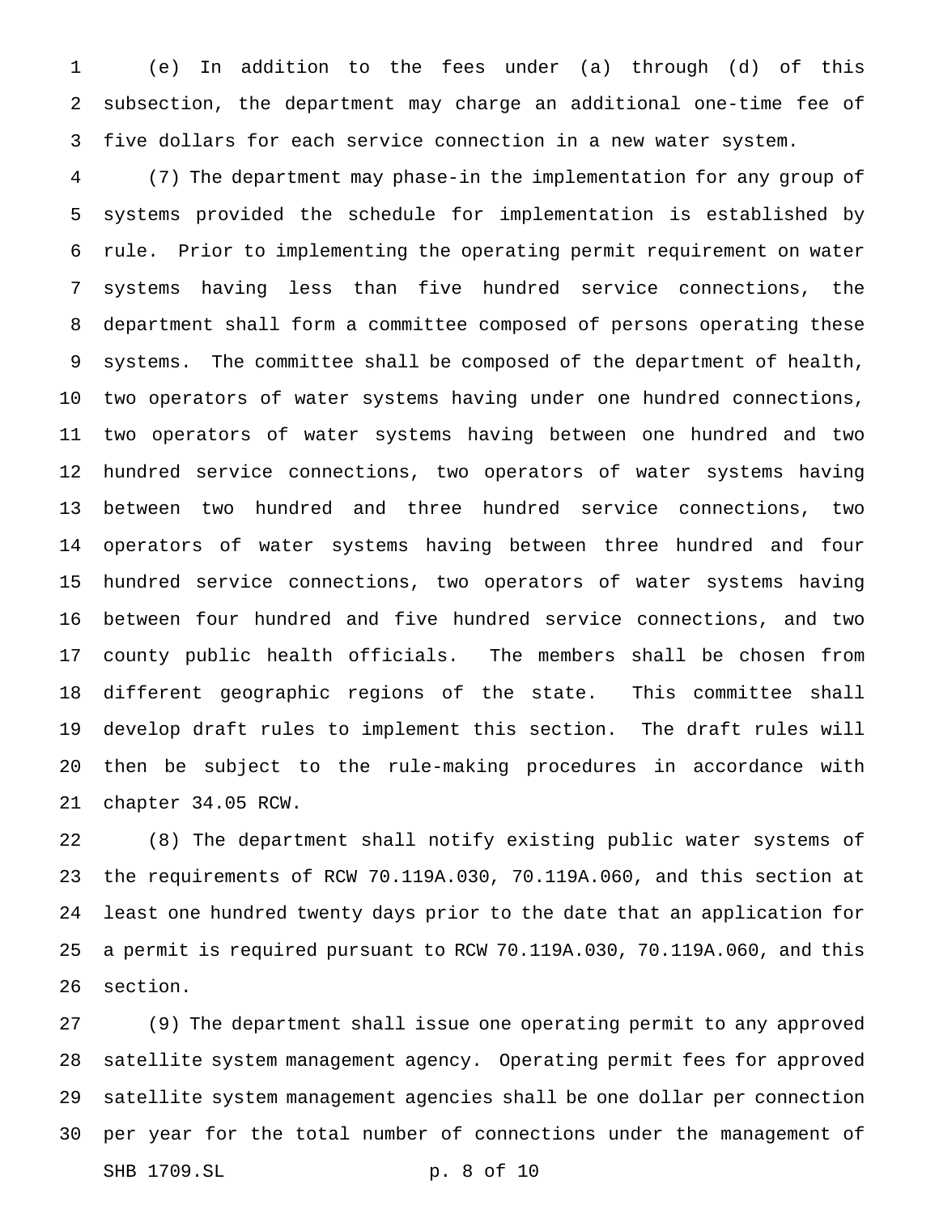(e) In addition to the fees under (a) through (d) of this subsection, the department may charge an additional one-time fee of five dollars for each service connection in a new water system.

(7) The department may phase-in the implementation for any group of systems provided the schedule for implementation is established by rule. Prior to implementing the operating permit requirement on water systems having less than five hundred service connections, the department shall form a committee composed of persons operating these systems. The committee shall be composed of the department of health, two operators of water systems having under one hundred connections, two operators of water systems having between one hundred and two hundred service connections, two operators of water systems having between two hundred and three hundred service connections, two operators of water systems having between three hundred and four hundred service connections, two operators of water systems having between four hundred and five hundred service connections, and two county public health officials. The members shall be chosen from different geographic regions of the state. This committee shall develop draft rules to implement this section. The draft rules will then be subject to the rule-making procedures in accordance with chapter 34.05 RCW.

(8) The department shall notify existing public water systems of the requirements of RCW 70.119A.030, 70.119A.060, and this section at least one hundred twenty days prior to the date that an application for a permit is required pursuant to RCW 70.119A.030, 70.119A.060, and this section.

(9) The department shall issue one operating permit to any approved satellite system management agency. Operating permit fees for approved satellite system management agencies shall be one dollar per connection per year for the total number of connections under the management of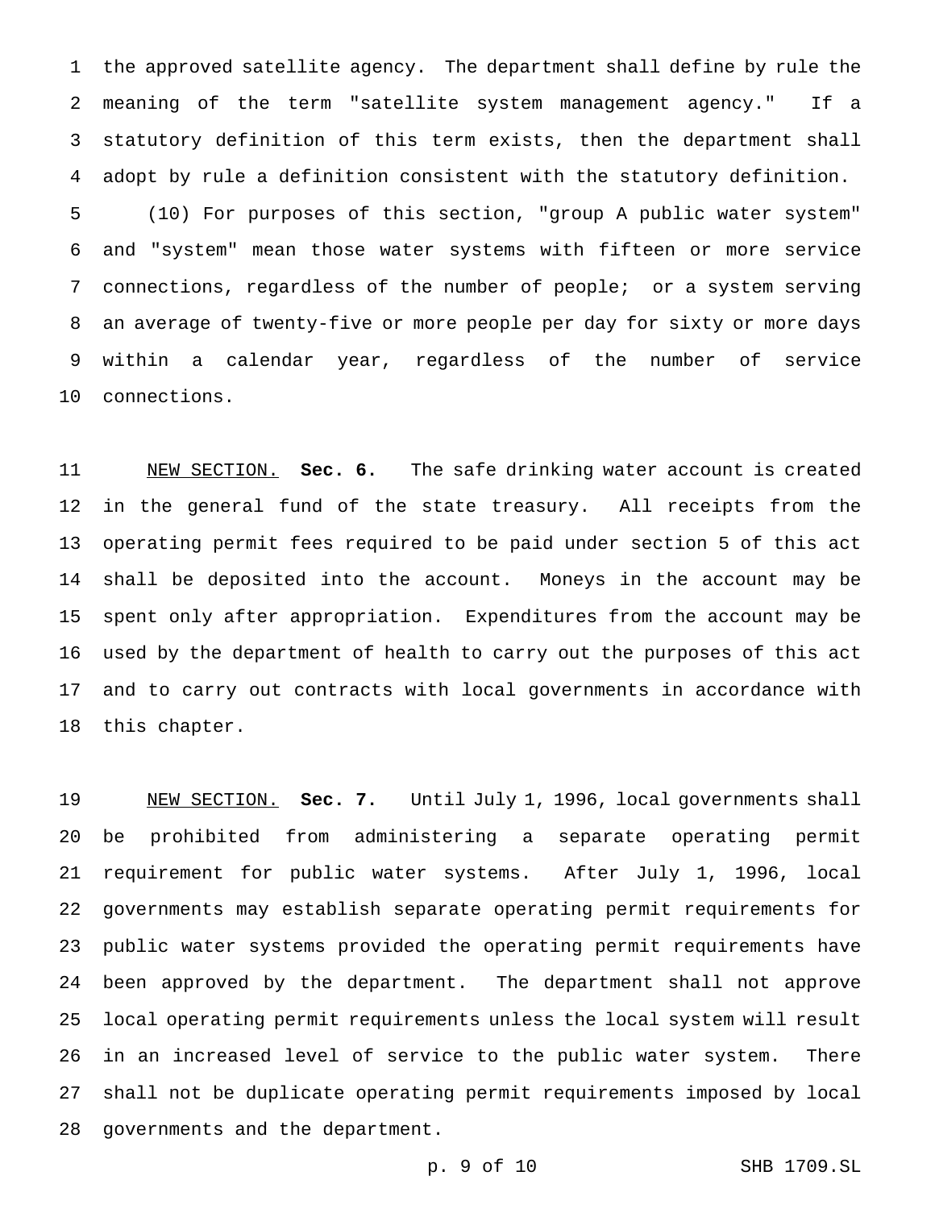the approved satellite agency. The department shall define by rule the meaning of the term "satellite system management agency." If a statutory definition of this term exists, then the department shall adopt by rule a definition consistent with the statutory definition.

(10) For purposes of this section, "group A public water system" and "system" mean those water systems with fifteen or more service connections, regardless of the number of people; or a system serving an average of twenty-five or more people per day for sixty or more days within a calendar year, regardless of the number of service connections.

NEW SECTION. **Sec. 6.** The safe drinking water account is created in the general fund of the state treasury. All receipts from the operating permit fees required to be paid under section 5 of this act shall be deposited into the account. Moneys in the account may be spent only after appropriation. Expenditures from the account may be used by the department of health to carry out the purposes of this act and to carry out contracts with local governments in accordance with this chapter.

NEW SECTION. **Sec. 7.** Until July 1, 1996, local governments shall be prohibited from administering a separate operating permit requirement for public water systems. After July 1, 1996, local governments may establish separate operating permit requirements for public water systems provided the operating permit requirements have been approved by the department. The department shall not approve local operating permit requirements unless the local system will result in an increased level of service to the public water system. There shall not be duplicate operating permit requirements imposed by local governments and the department.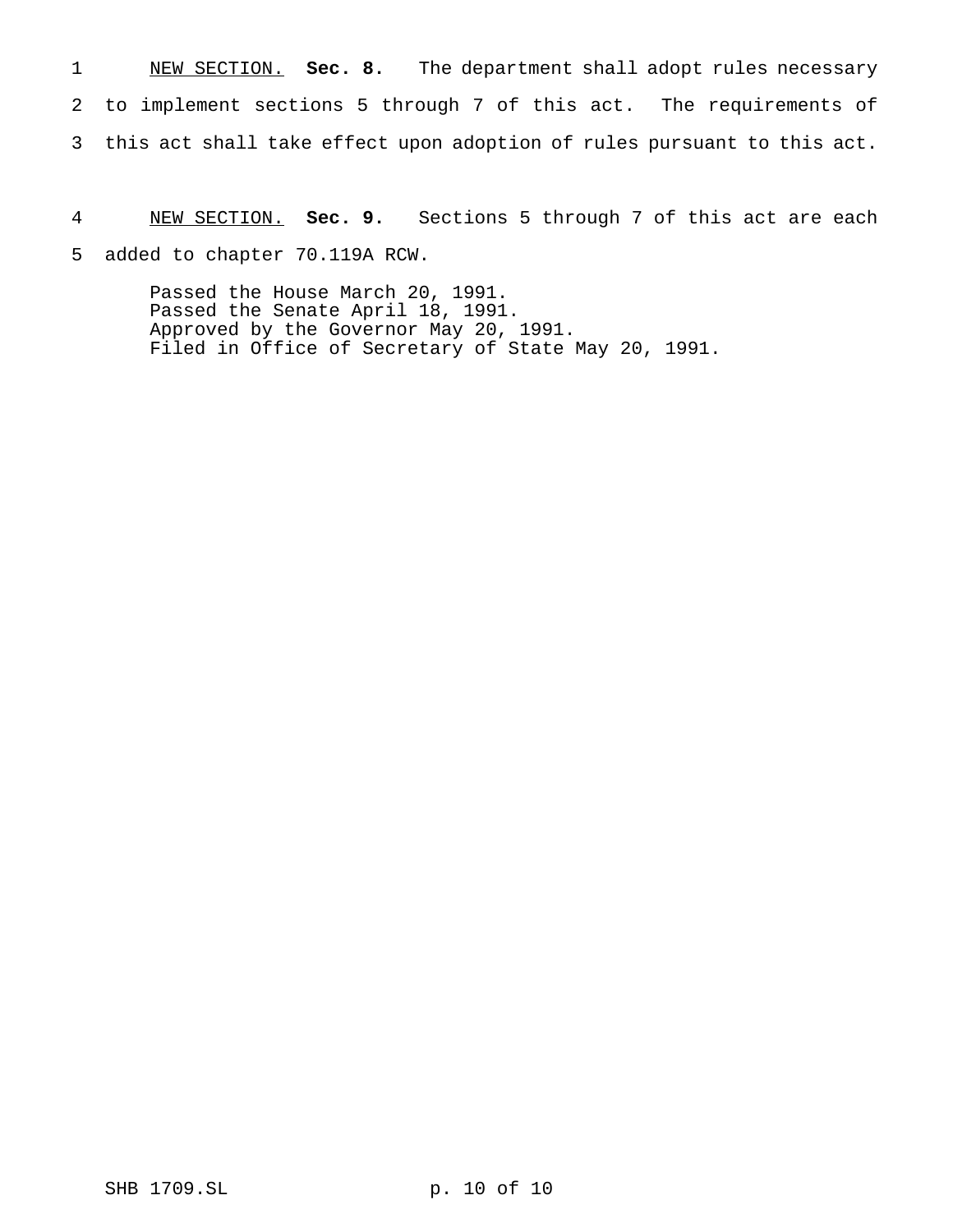NEW SECTION. **Sec. 8.** The department shall adopt rules necessary to implement sections 5 through 7 of this act. The requirements of this act shall take effect upon adoption of rules pursuant to this act.

NEW SECTION. **Sec. 9.** Sections 5 through 7 of this act are each added to chapter 70.119A RCW.

Passed the House March 20, 1991.
Passed the Senate April 18, 1991.
Approved by the Governor May 20, 1991.
Filed in Office of Secretary of State May 20, 1991.